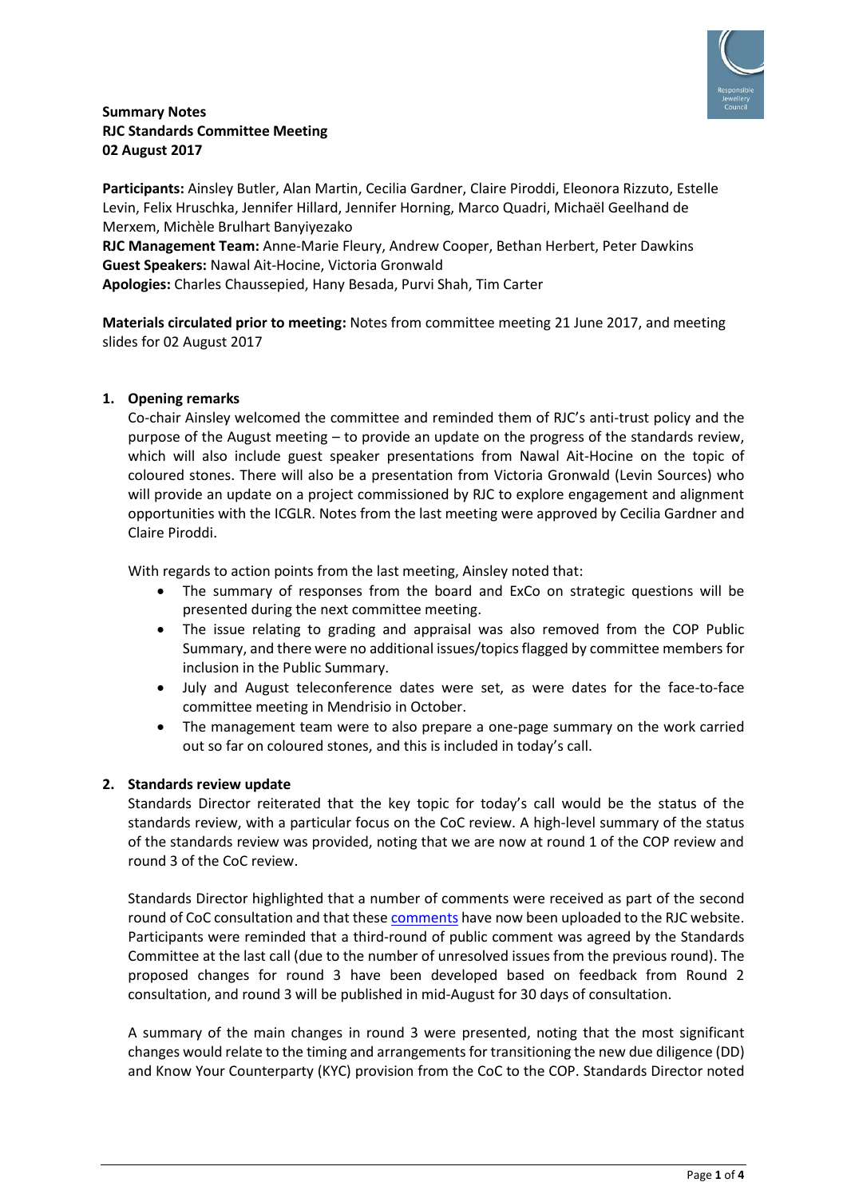**Summary Notes**
**RJC Standards Committee Meeting**
**02 August 2017**

**Participants:** Ainsley Butler, Alan Martin, Cecilia Gardner, Claire Piroddi, Eleonora Rizzuto, Estelle Levin, Felix Hruschka, Jennifer Hillard, Jennifer Horning, Marco Quadri, Michaël Geelhand de Merxem, Michèle Brulhart Banyiyezako
**RJC Management Team:** Anne-Marie Fleury, Andrew Cooper, Bethan Herbert, Peter Dawkins
**Guest Speakers:** Nawal Ait-Hocine, Victoria Gronwald
**Apologies:** Charles Chaussepied, Hany Besada, Purvi Shah, Tim Carter

**Materials circulated prior to meeting:** Notes from committee meeting 21 June 2017, and meeting slides for 02 August 2017

1. **Opening remarks**

   Co-chair Ainsley welcomed the committee and reminded them of RJC's anti-trust policy and the purpose of the August meeting – to provide an update on the progress of the standards review, which will also include guest speaker presentations from Nawal Ait-Hocine on the topic of coloured stones. There will also be a presentation from Victoria Gronwald (Levin Sources) who will provide an update on a project commissioned by RJC to explore engagement and alignment opportunities with the ICGLR. Notes from the last meeting were approved by Cecilia Gardner and Claire Piroddi.

   With regards to action points from the last meeting, Ainsley noted that:

   - The summary of responses from the board and ExCo on strategic questions will be presented during the next committee meeting.
   - The issue relating to grading and appraisal was also removed from the COP Public Summary, and there were no additional issues/topics flagged by committee members for inclusion in the Public Summary.
   - July and August teleconference dates were set, as were dates for the face-to-face committee meeting in Mendrisio in October.
   - The management team were to also prepare a one-page summary on the work carried out so far on coloured stones, and this is included in today's call.

2. **Standards review update**

   Standards Director reiterated that the key topic for today's call would be the status of the standards review, with a particular focus on the CoC review. A high-level summary of the status of the standards review was provided, noting that we are now at round 1 of the COP review and round 3 of the CoC review.

   Standards Director highlighted that a number of comments were received as part of the second round of CoC consultation and that these comments have now been uploaded to the RJC website. Participants were reminded that a third-round of public comment was agreed by the Standards Committee at the last call (due to the number of unresolved issues from the previous round). The proposed changes for round 3 have been developed based on feedback from Round 2 consultation, and round 3 will be published in mid-August for 30 days of consultation.

   A summary of the main changes in round 3 were presented, noting that the most significant changes would relate to the timing and arrangements for transitioning the new due diligence (DD) and Know Your Counterparty (KYC) provision from the CoC to the COP. Standards Director noted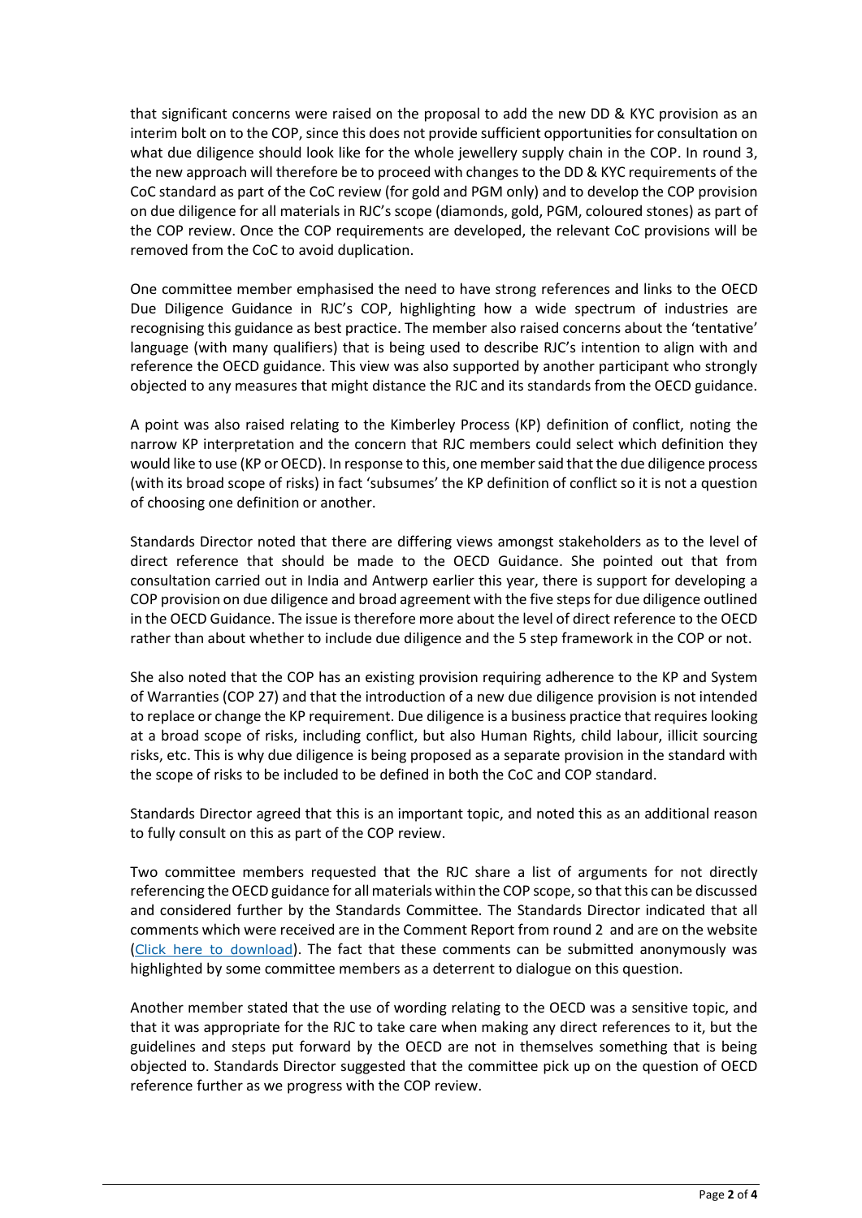that significant concerns were raised on the proposal to add the new DD & KYC provision as an interim bolt on to the COP, since this does not provide sufficient opportunities for consultation on what due diligence should look like for the whole jewellery supply chain in the COP. In round 3, the new approach will therefore be to proceed with changes to the DD & KYC requirements of the CoC standard as part of the CoC review (for gold and PGM only) and to develop the COP provision on due diligence for all materials in RJC's scope (diamonds, gold, PGM, coloured stones) as part of the COP review. Once the COP requirements are developed, the relevant CoC provisions will be removed from the CoC to avoid duplication.

One committee member emphasised the need to have strong references and links to the OECD Due Diligence Guidance in RJC's COP, highlighting how a wide spectrum of industries are recognising this guidance as best practice. The member also raised concerns about the 'tentative' language (with many qualifiers) that is being used to describe RJC's intention to align with and reference the OECD guidance. This view was also supported by another participant who strongly objected to any measures that might distance the RJC and its standards from the OECD guidance.

A point was also raised relating to the Kimberley Process (KP) definition of conflict, noting the narrow KP interpretation and the concern that RJC members could select which definition they would like to use (KP or OECD). In response to this, one member said that the due diligence process (with its broad scope of risks) in fact 'subsumes' the KP definition of conflict so it is not a question of choosing one definition or another.

Standards Director noted that there are differing views amongst stakeholders as to the level of direct reference that should be made to the OECD Guidance. She pointed out that from consultation carried out in India and Antwerp earlier this year, there is support for developing a COP provision on due diligence and broad agreement with the five steps for due diligence outlined in the OECD Guidance. The issue is therefore more about the level of direct reference to the OECD rather than about whether to include due diligence and the 5 step framework in the COP or not.

She also noted that the COP has an existing provision requiring adherence to the KP and System of Warranties (COP 27) and that the introduction of a new due diligence provision is not intended to replace or change the KP requirement. Due diligence is a business practice that requires looking at a broad scope of risks, including conflict, but also Human Rights, child labour, illicit sourcing risks, etc. This is why due diligence is being proposed as a separate provision in the standard with the scope of risks to be included to be defined in both the CoC and COP standard.

Standards Director agreed that this is an important topic, and noted this as an additional reason to fully consult on this as part of the COP review.

Two committee members requested that the RJC share a list of arguments for not directly referencing the OECD guidance for all materials within the COP scope, so that this can be discussed and considered further by the Standards Committee. The Standards Director indicated that all comments which were received are in the Comment Report from round 2 and are on the website (Click here to download). The fact that these comments can be submitted anonymously was highlighted by some committee members as a deterrent to dialogue on this question.

Another member stated that the use of wording relating to the OECD was a sensitive topic, and that it was appropriate for the RJC to take care when making any direct references to it, but the guidelines and steps put forward by the OECD are not in themselves something that is being objected to. Standards Director suggested that the committee pick up on the question of OECD reference further as we progress with the COP review.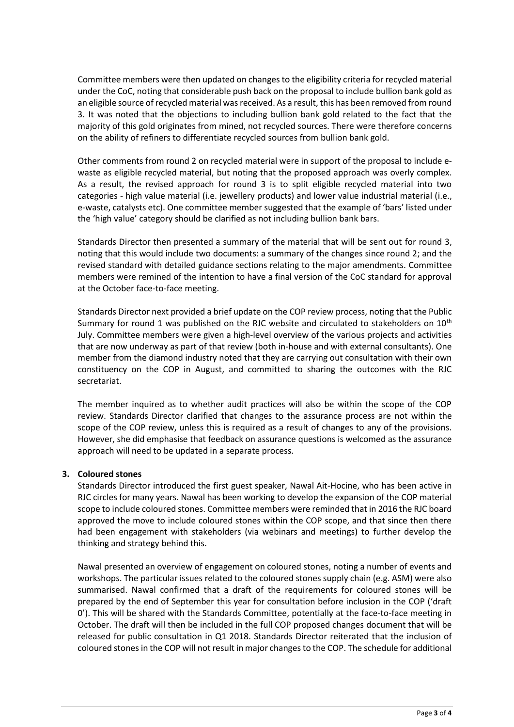Committee members were then updated on changes to the eligibility criteria for recycled material under the CoC, noting that considerable push back on the proposal to include bullion bank gold as an eligible source of recycled material was received. As a result, this has been removed from round 3. It was noted that the objections to including bullion bank gold related to the fact that the majority of this gold originates from mined, not recycled sources. There were therefore concerns on the ability of refiners to differentiate recycled sources from bullion bank gold.

Other comments from round 2 on recycled material were in support of the proposal to include e-waste as eligible recycled material, but noting that the proposed approach was overly complex. As a result, the revised approach for round 3 is to split eligible recycled material into two categories - high value material (i.e. jewellery products) and lower value industrial material (i.e., e-waste, catalysts etc). One committee member suggested that the example of 'bars' listed under the 'high value' category should be clarified as not including bullion bank bars.

Standards Director then presented a summary of the material that will be sent out for round 3, noting that this would include two documents: a summary of the changes since round 2; and the revised standard with detailed guidance sections relating to the major amendments. Committee members were remined of the intention to have a final version of the CoC standard for approval at the October face-to-face meeting.

Standards Director next provided a brief update on the COP review process, noting that the Public Summary for round 1 was published on the RJC website and circulated to stakeholders on 10th July. Committee members were given a high-level overview of the various projects and activities that are now underway as part of that review (both in-house and with external consultants). One member from the diamond industry noted that they are carrying out consultation with their own constituency on the COP in August, and committed to sharing the outcomes with the RJC secretariat.

The member inquired as to whether audit practices will also be within the scope of the COP review. Standards Director clarified that changes to the assurance process are not within the scope of the COP review, unless this is required as a result of changes to any of the provisions. However, she did emphasise that feedback on assurance questions is welcomed as the assurance approach will need to be updated in a separate process.

**3. Coloured stones**

Standards Director introduced the first guest speaker, Nawal Ait-Hocine, who has been active in RJC circles for many years. Nawal has been working to develop the expansion of the COP material scope to include coloured stones. Committee members were reminded that in 2016 the RJC board approved the move to include coloured stones within the COP scope, and that since then there had been engagement with stakeholders (via webinars and meetings) to further develop the thinking and strategy behind this.

Nawal presented an overview of engagement on coloured stones, noting a number of events and workshops. The particular issues related to the coloured stones supply chain (e.g. ASM) were also summarised. Nawal confirmed that a draft of the requirements for coloured stones will be prepared by the end of September this year for consultation before inclusion in the COP ('draft 0'). This will be shared with the Standards Committee, potentially at the face-to-face meeting in October. The draft will then be included in the full COP proposed changes document that will be released for public consultation in Q1 2018. Standards Director reiterated that the inclusion of coloured stones in the COP will not result in major changes to the COP. The schedule for additional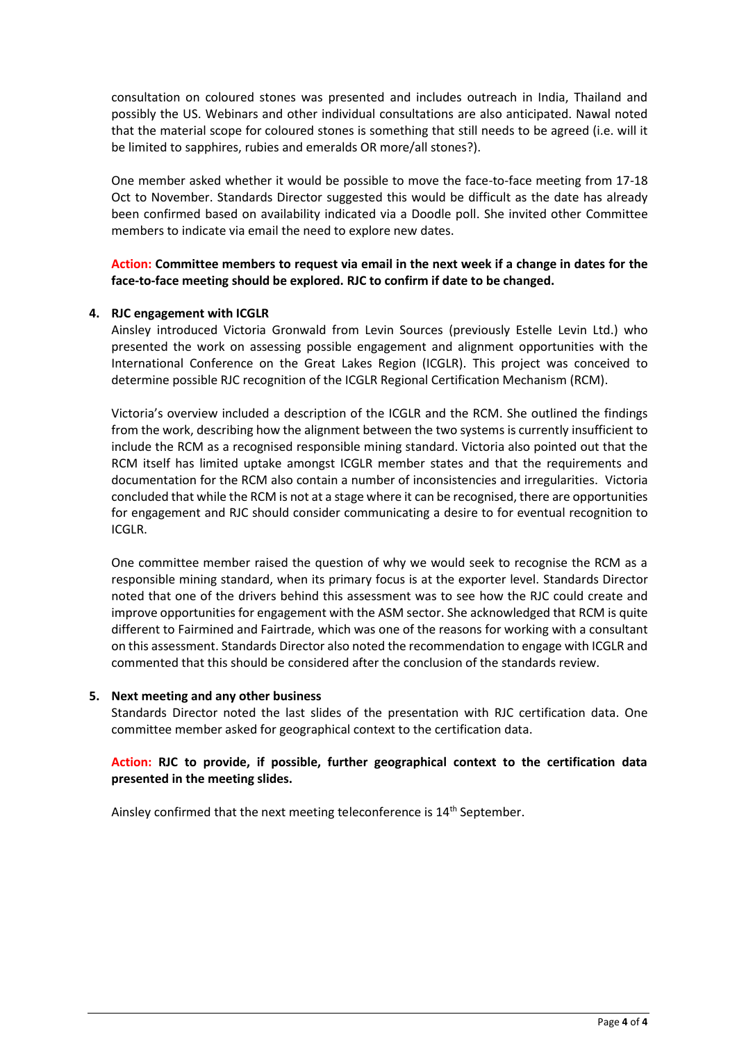consultation on coloured stones was presented and includes outreach in India, Thailand and possibly the US. Webinars and other individual consultations are also anticipated. Nawal noted that the material scope for coloured stones is something that still needs to be agreed (i.e. will it be limited to sapphires, rubies and emeralds OR more/all stones?).

One member asked whether it would be possible to move the face-to-face meeting from 17-18 Oct to November. Standards Director suggested this would be difficult as the date has already been confirmed based on availability indicated via a Doodle poll. She invited other Committee members to indicate via email the need to explore new dates.

**Action: Committee members to request via email in the next week if a change in dates for the face-to-face meeting should be explored. RJC to confirm if date to be changed.**

## 4. RJC engagement with ICGLR

Ainsley introduced Victoria Gronwald from Levin Sources (previously Estelle Levin Ltd.) who presented the work on assessing possible engagement and alignment opportunities with the International Conference on the Great Lakes Region (ICGLR). This project was conceived to determine possible RJC recognition of the ICGLR Regional Certification Mechanism (RCM).

Victoria's overview included a description of the ICGLR and the RCM. She outlined the findings from the work, describing how the alignment between the two systems is currently insufficient to include the RCM as a recognised responsible mining standard. Victoria also pointed out that the RCM itself has limited uptake amongst ICGLR member states and that the requirements and documentation for the RCM also contain a number of inconsistencies and irregularities. Victoria concluded that while the RCM is not at a stage where it can be recognised, there are opportunities for engagement and RJC should consider communicating a desire to for eventual recognition to ICGLR.

One committee member raised the question of why we would seek to recognise the RCM as a responsible mining standard, when its primary focus is at the exporter level. Standards Director noted that one of the drivers behind this assessment was to see how the RJC could create and improve opportunities for engagement with the ASM sector. She acknowledged that RCM is quite different to Fairmined and Fairtrade, which was one of the reasons for working with a consultant on this assessment. Standards Director also noted the recommendation to engage with ICGLR and commented that this should be considered after the conclusion of the standards review.

## 5. Next meeting and any other business

Standards Director noted the last slides of the presentation with RJC certification data. One committee member asked for geographical context to the certification data.

**Action: RJC to provide, if possible, further geographical context to the certification data presented in the meeting slides.**

Ainsley confirmed that the next meeting teleconference is 14th September.